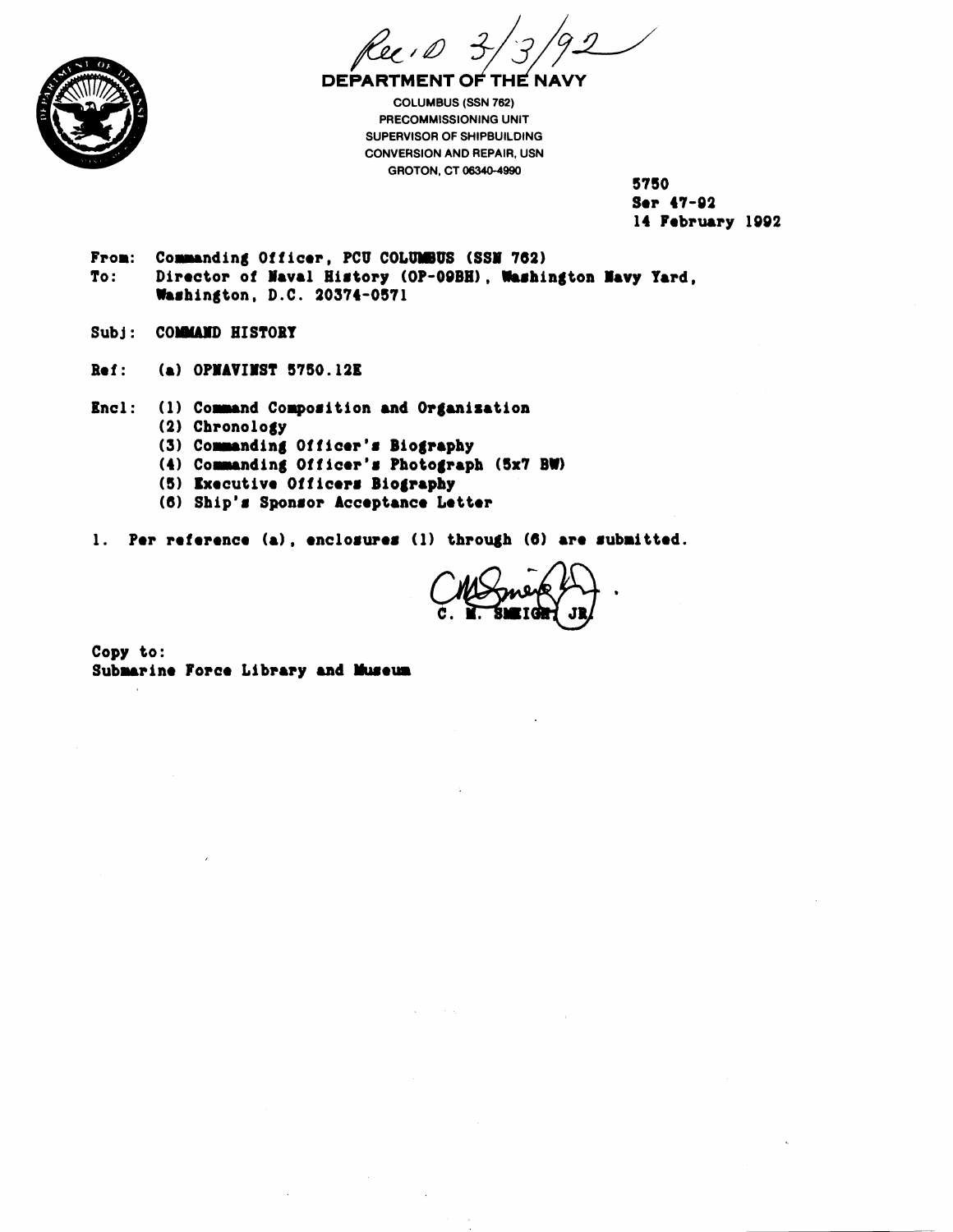Rec'd 3/3/92

**DEPARTMENT OF THE NAVY**

COLUMBUS (SSN 762)
PRECOMMISSIONING UNIT
SUPERVISOR OF SHIPBUILDING
CONVERSION AND REPAIR, USN
GROTON, CT 06340-4990

5750
Ser 47-92
14 February 1992

From: Commanding Officer, PCU COLUMBUS (SSN 762)
To: Director of Naval History (OP-09BH), Washington Navy Yard, Washington, D.C. 20374-0571

Subj: COMMAND HISTORY

Ref: (a) OPNAVINST 5750.12E

Encl: (1) Command Composition and Organization
(2) Chronology
(3) Commanding Officer's Biography
(4) Commanding Officer's Photograph (5x7 BW)
(5) Executive Officers Biography
(6) Ship's Sponsor Acceptance Letter

1. Per reference (a), enclosures (1) through (6) are submitted.

C. M. SMEIGH, JR.

Copy to:
Submarine Force Library and Museum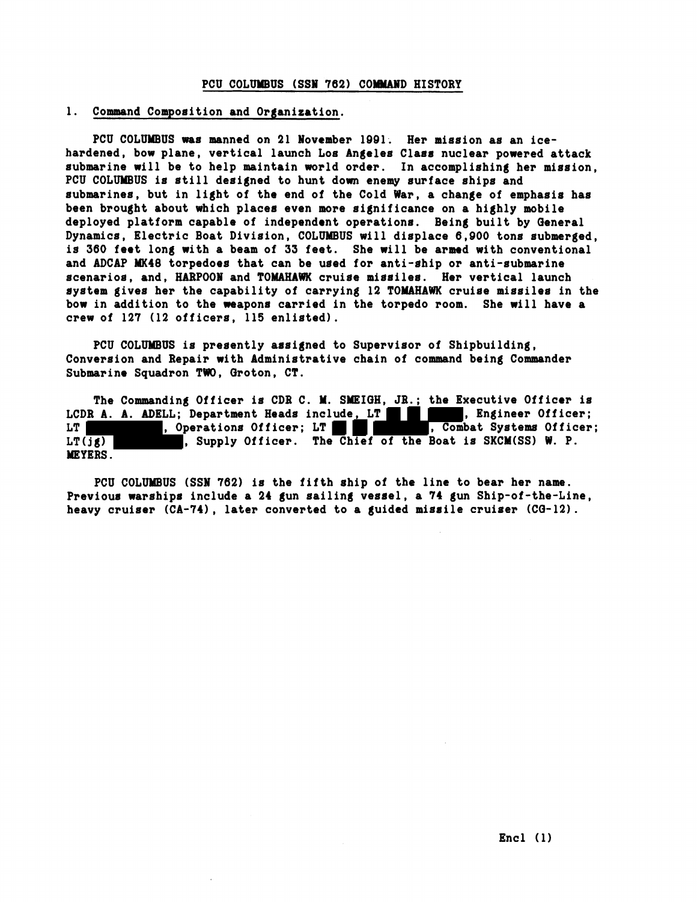## PCU COLUMBUS (SSN 762) COMMAND HISTORY

1. Command Composition and Organization.

PCU COLUMBUS was manned on 21 November 1991. Her mission as an ice-hardened, bow plane, vertical launch Los Angeles Class nuclear powered attack submarine will be to help maintain world order. In accomplishing her mission, PCU COLUMBUS is still designed to hunt down enemy surface ships and submarines, but in light of the end of the Cold War, a change of emphasis has been brought about which places even more significance on a highly mobile deployed platform capable of independent operations. Being built by General Dynamics, Electric Boat Division, COLUMBUS will displace 6,900 tons submerged, is 360 feet long with a beam of 33 feet. She will be armed with conventional and ADCAP MK48 torpedoes that can be used for anti-ship or anti-submarine scenarios, and, HARPOON and TOMAHAWK cruise missiles. Her vertical launch system gives her the capability of carrying 12 TOMAHAWK cruise missiles in the bow in addition to the weapons carried in the torpedo room. She will have a crew of 127 (12 officers, 115 enlisted).

PCU COLUMBUS is presently assigned to Supervisor of Shipbuilding, Conversion and Repair with Administrative chain of command being Commander Submarine Squadron TWO, Groton, CT.

The Commanding Officer is CDR C. M. SMEIGH, JR.; the Executive Officer is LCDR A. A. ADELL; Department Heads include, LT ██████, Engineer Officer; LT ██████, Operations Officer; LT ██████, Combat Systems Officer; LT(jg) ██████, Supply Officer. The Chief of the Boat is SKCM(SS) W. P. MEYERS.

PCU COLUMBUS (SSN 762) is the fifth ship of the line to bear her name. Previous warships include a 24 gun sailing vessel, a 74 gun Ship-of-the-Line, heavy cruiser (CA-74), later converted to a guided missile cruiser (CG-12).

Encl (1)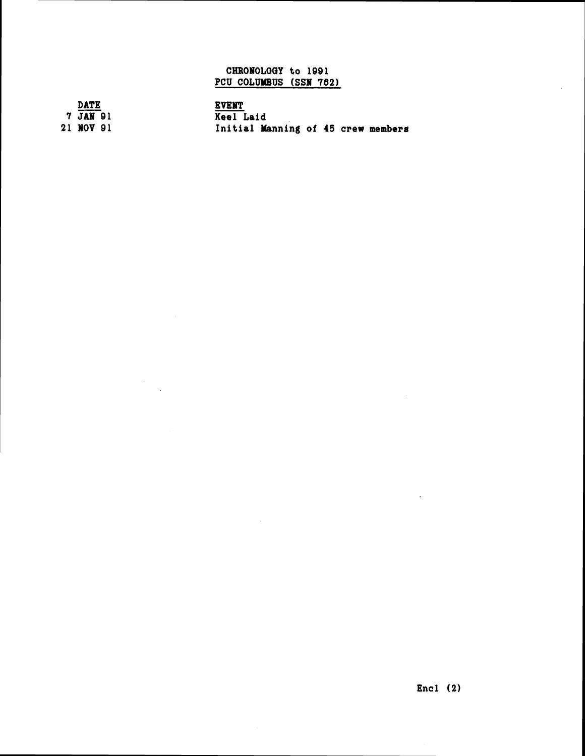# CHRONOLOGY to 1991
## PCU COLUMBUS (SSN 762)

| DATE | EVENT |
| --- | --- |
| 7 JAN 91 | Keel Laid |
| 21 NOV 91 | Initial Manning of 45 crew members |

Encl (2)